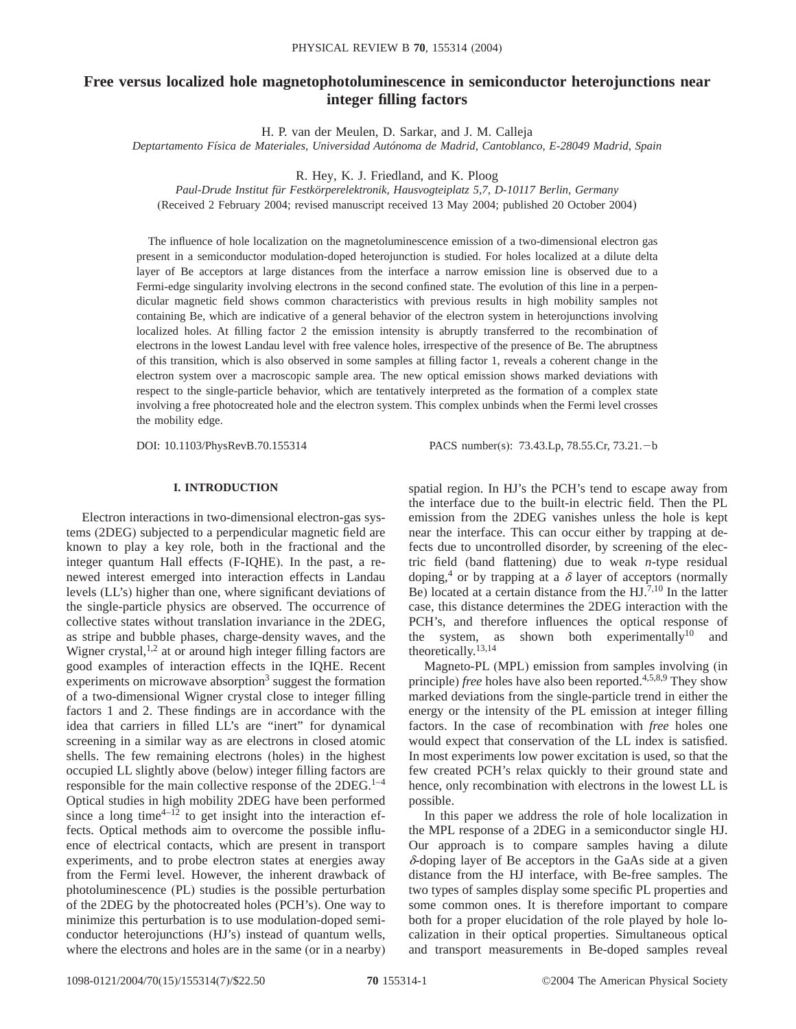# Free versus localized hole magnetophotoluminescence in semiconductor heterojunctions near integer filling factors

H. P. van der Meulen, D. Sarkar, and J. M. Calleja

*Deptartamento Física de Materiales, Universidad Autónoma de Madrid, Cantoblanco, E-28049 Madrid, Spain*

R. Hey, K. J. Friedland, and K. Ploog

*Paul-Drude Institut für Festkörperelektronik, Hausvogteiplatz 5,7, D-10117 Berlin, Germany*

(Received 2 February 2004; revised manuscript received 13 May 2004; published 20 October 2004)

The influence of hole localization on the magnetoluminescence emission of a two-dimensional electron gas present in a semiconductor modulation-doped heterojunction is studied. For holes localized at a dilute delta layer of Be acceptors at large distances from the interface a narrow emission line is observed due to a Fermi-edge singularity involving electrons in the second confined state. The evolution of this line in a perpendicular magnetic field shows common characteristics with previous results in high mobility samples not containing Be, which are indicative of a general behavior of the electron system in heterojunctions involving localized holes. At filling factor 2 the emission intensity is abruptly transferred to the recombination of electrons in the lowest Landau level with free valence holes, irrespective of the presence of Be. The abruptness of this transition, which is also observed in some samples at filling factor 1, reveals a coherent change in the electron system over a macroscopic sample area. The new optical emission shows marked deviations with respect to the single-particle behavior, which are tentatively interpreted as the formation of a complex state involving a free photocreated hole and the electron system. This complex unbinds when the Fermi level crosses the mobility edge.

DOI: 10.1103/PhysRevB.70.155314 PACS number(s): 73.43.Lp, 78.55.Cr, 73.21.−b

## I. INTRODUCTION

Electron interactions in two-dimensional electron-gas systems (2DEG) subjected to a perpendicular magnetic field are known to play a key role, both in the fractional and the integer quantum Hall effects (F-IQHE). In the past, a renewed interest emerged into interaction effects in Landau levels (LL's) higher than one, where significant deviations of the single-particle physics are observed. The occurrence of collective states without translation invariance in the 2DEG, as stripe and bubble phases, charge-density waves, and the Wigner crystal,[1,2] at or around high integer filling factors are good examples of interaction effects in the IQHE. Recent experiments on microwave absorption[3] suggest the formation of a two-dimensional Wigner crystal close to integer filling factors 1 and 2. These findings are in accordance with the idea that carriers in filled LL's are "inert" for dynamical screening in a similar way as are electrons in closed atomic shells. The few remaining electrons (holes) in the highest occupied LL slightly above (below) integer filling factors are responsible for the main collective response of the 2DEG.[1–4] Optical studies in high mobility 2DEG have been performed since a long time[4–12] to get insight into the interaction effects. Optical methods aim to overcome the possible influence of electrical contacts, which are present in transport experiments, and to probe electron states at energies away from the Fermi level. However, the inherent drawback of photoluminescence (PL) studies is the possible perturbation of the 2DEG by the photocreated holes (PCH's). One way to minimize this perturbation is to use modulation-doped semiconductor heterojunctions (HJ's) instead of quantum wells, where the electrons and holes are in the same (or in a nearby) spatial region. In HJ's the PCH's tend to escape away from the interface due to the built-in electric field. Then the PL emission from the 2DEG vanishes unless the hole is kept near the interface. This can occur either by trapping at defects due to uncontrolled disorder, by screening of the electric field (band flattening) due to weak *n*-type residual doping,[4] or by trapping at a $\delta$ layer of acceptors (normally Be) located at a certain distance from the HJ.[7,10] In the latter case, this distance determines the 2DEG interaction with the PCH's, and therefore influences the optical response of the system, as shown both experimentally[10] and theoretically.[13,14]

Magneto-PL (MPL) emission from samples involving (in principle) *free* holes have also been reported.[4,5,8,9] They show marked deviations from the single-particle trend in either the energy or the intensity of the PL emission at integer filling factors. In the case of recombination with *free* holes one would expect that conservation of the LL index is satisfied. In most experiments low power excitation is used, so that the few created PCH's relax quickly to their ground state and hence, only recombination with electrons in the lowest LL is possible.

In this paper we address the role of hole localization in the MPL response of a 2DEG in a semiconductor single HJ. Our approach is to compare samples having a dilute $\delta$-doping layer of Be acceptors in the GaAs side at a given distance from the HJ interface, with Be-free samples. The two types of samples display some specific PL properties and some common ones. It is therefore important to compare both for a proper elucidation of the role played by hole localization in their optical properties. Simultaneous optical and transport measurements in Be-doped samples reveal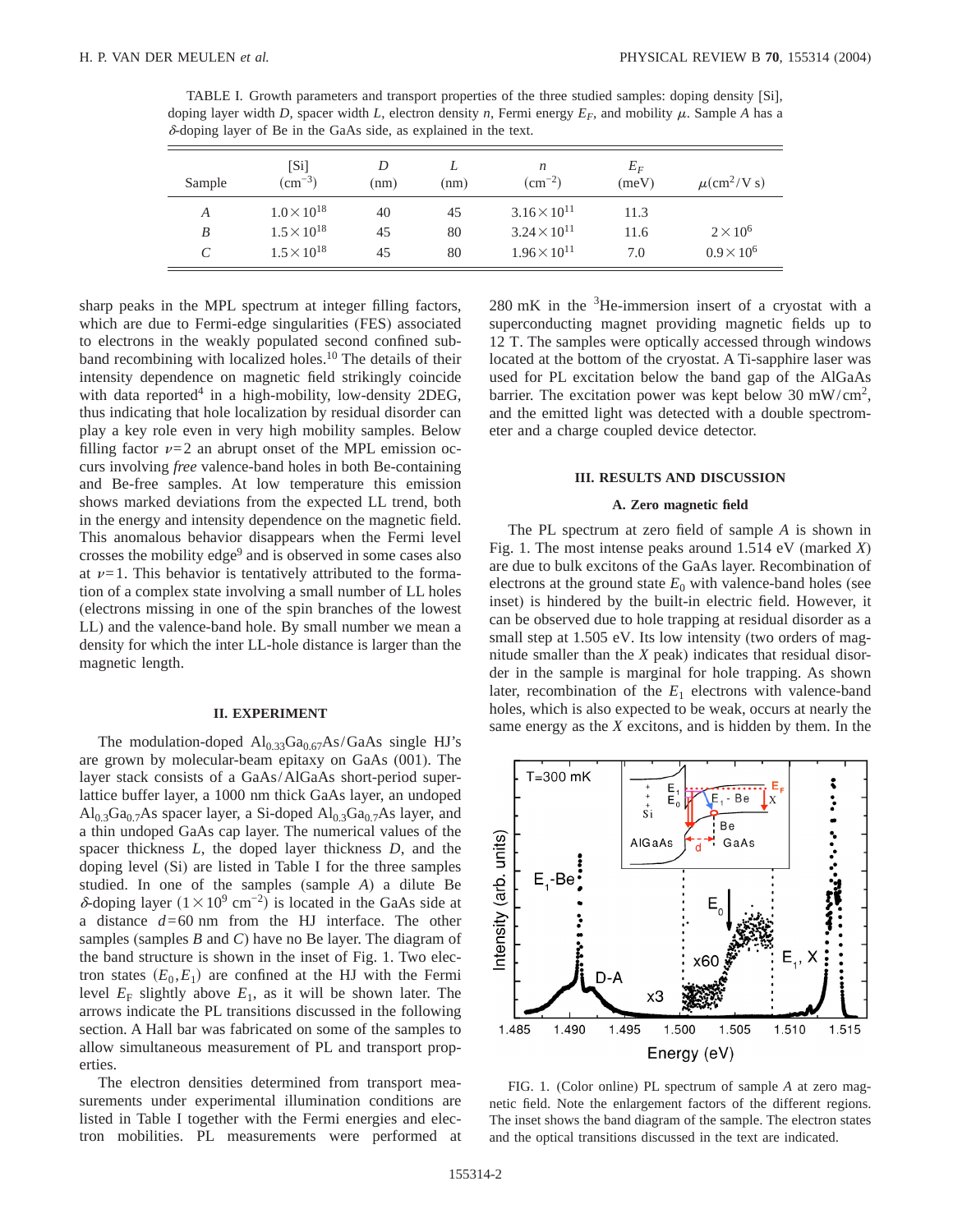TABLE I. Growth parameters and transport properties of the three studied samples: doping density [Si], doping layer width $D$, spacer width $L$, electron density $n$, Fermi energy $E_F$, and mobility $\mu$. Sample $A$ has a $\delta$-doping layer of Be in the GaAs side, as explained in the text.

| Sample | [Si] ($cm^{-3}$) | $D$ (nm) | $L$ (nm) | $n$ ($cm^{-2}$) | $E_F$ (meV) | $\mu$($cm^2$/V s) |
|---|---|---|---|---|---|---|
| $A$ | $1.0\times10^{18}$ | 40 | 45 | $3.16\times10^{11}$ | 11.3 | |
| $B$ | $1.5\times10^{18}$ | 45 | 80 | $3.24\times10^{11}$ | 11.6 | $2\times10^{6}$ |
| $C$ | $1.5\times10^{18}$ | 45 | 80 | $1.96\times10^{11}$ | 7.0 | $0.9\times10^{6}$ |

sharp peaks in the MPL spectrum at integer filling factors, which are due to Fermi-edge singularities (FES) associated to electrons in the weakly populated second confined subband recombining with localized holes.[10] The details of their intensity dependence on magnetic field strikingly coincide with data reported[4] in a high-mobility, low-density 2DEG, thus indicating that hole localization by residual disorder can play a key role even in very high mobility samples. Below filling factor $\nu=2$ an abrupt onset of the MPL emission occurs involving *free* valence-band holes in both Be-containing and Be-free samples. At low temperature this emission shows marked deviations from the expected LL trend, both in the energy and intensity dependence on the magnetic field. This anomalous behavior disappears when the Fermi level crosses the mobility edge[9] and is observed in some cases also at $\nu=1$. This behavior is tentatively attributed to the formation of a complex state involving a small number of LL holes (electrons missing in one of the spin branches of the lowest LL) and the valence-band hole. By small number we mean a density for which the inter LL-hole distance is larger than the magnetic length.

## II. EXPERIMENT

The modulation-doped $Al_{0.33}Ga_{0.67}As$/GaAs single HJ's are grown by molecular-beam epitaxy on GaAs (001). The layer stack consists of a GaAs/AlGaAs short-period superlattice buffer layer, a 1000 nm thick GaAs layer, an undoped $Al_{0.3}Ga_{0.7}As$ spacer layer, a Si-doped $Al_{0.3}Ga_{0.7}As$ layer, and a thin undoped GaAs cap layer. The numerical values of the spacer thickness $L$, the doped layer thickness $D$, and the doping level (Si) are listed in Table I for the three samples studied. In one of the samples (sample $A$) a dilute Be $\delta$-doping layer ($1\times10^{9}$ $cm^{-2}$) is located in the GaAs side at a distance $d=60$ nm from the HJ interface. The other samples (samples $B$ and $C$) have no Be layer. The diagram of the band structure is shown in the inset of Fig. 1. Two electron states ($E_0, E_1$) are confined at the HJ with the Fermi level $E_F$ slightly above $E_1$, as it will be shown later. The arrows indicate the PL transitions discussed in the following section. A Hall bar was fabricated on some of the samples to allow simultaneous measurement of PL and transport properties.

The electron densities determined from transport measurements under experimental illumination conditions are listed in Table I together with the Fermi energies and electron mobilities. PL measurements were performed at 280 mK in the $^3$He-immersion insert of a cryostat with a superconducting magnet providing magnetic fields up to 12 T. The samples were optically accessed through windows located at the bottom of the cryostat. A Ti-sapphire laser was used for PL excitation below the band gap of the AlGaAs barrier. The excitation power was kept below 30 mW/$cm^2$, and the emitted light was detected with a double spectrometer and a charge coupled device detector.

## III. RESULTS AND DISCUSSION

### A. Zero magnetic field

The PL spectrum at zero field of sample $A$ is shown in Fig. 1. The most intense peaks around 1.514 eV (marked $X$) are due to bulk excitons of the GaAs layer. Recombination of electrons at the ground state $E_0$ with valence-band holes (see inset) is hindered by the built-in electric field. However, it can be observed due to hole trapping at residual disorder as a small step at 1.505 eV. Its low intensity (two orders of magnitude smaller than the $X$ peak) indicates that residual disorder in the sample is marginal for hole trapping. As shown later, recombination of the $E_1$ electrons with valence-band holes, which is also expected to be weak, occurs at nearly the same energy as the $X$ excitons, and is hidden by them. In the

FIG. 1. (Color online) PL spectrum of sample $A$ at zero magnetic field. Note the enlargement factors of the different regions. The inset shows the band diagram of the sample. The electron states and the optical transitions discussed in the text are indicated.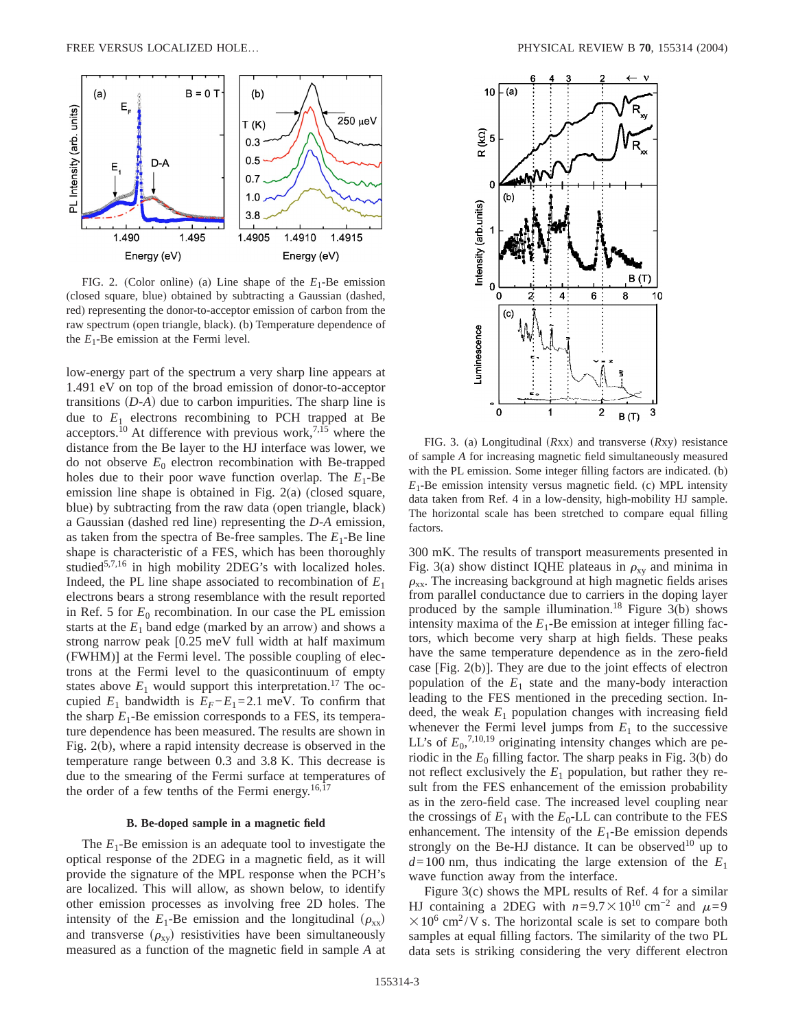FIG. 2. (Color online) (a) Line shape of the $E_1$-Be emission (closed square, blue) obtained by subtracting a Gaussian (dashed, red) representing the donor-to-acceptor emission of carbon from the raw spectrum (open triangle, black). (b) Temperature dependence of the $E_1$-Be emission at the Fermi level.

low-energy part of the spectrum a very sharp line appears at 1.491 eV on top of the broad emission of donor-to-acceptor transitions $(D\text{-}A)$ due to carbon impurities. The sharp line is due to $E_1$ electrons recombining to PCH trapped at Be acceptors.[10] At difference with previous work,[7,15] where the distance from the Be layer to the HJ interface was lower, we do not observe $E_0$ electron recombination with Be-trapped holes due to their poor wave function overlap. The $E_1$-Be emission line shape is obtained in Fig. 2(a) (closed square, blue) by subtracting from the raw data (open triangle, black) a Gaussian (dashed red line) representing the $D$-$A$ emission, as taken from the spectra of Be-free samples. The $E_1$-Be line shape is characteristic of a FES, which has been thoroughly studied[5,7,16] in high mobility 2DEG's with localized holes. Indeed, the PL line shape associated to recombination of $E_1$ electrons bears a strong resemblance with the result reported in Ref. 5 for $E_0$ recombination. In our case the PL emission starts at the $E_1$ band edge (marked by an arrow) and shows a strong narrow peak [0.25 meV full width at half maximum (FWHM)] at the Fermi level. The possible coupling of electrons at the Fermi level to the quasicontinuum of empty states above $E_1$ would support this interpretation.[17] The occupied $E_1$ bandwidth is $E_F - E_1 = 2.1$ meV. To confirm that the sharp $E_1$-Be emission corresponds to a FES, its temperature dependence has been measured. The results are shown in Fig. 2(b), where a rapid intensity decrease is observed in the temperature range between 0.3 and 3.8 K. This decrease is due to the smearing of the Fermi surface at temperatures of the order of a few tenths of the Fermi energy.[16,17]

### B. Be-doped sample in a magnetic field

The $E_1$-Be emission is an adequate tool to investigate the optical response of the 2DEG in a magnetic field, as it will provide the signature of the MPL response when the PCH's are localized. This will allow, as shown below, to identify other emission processes as involving free 2D holes. The intensity of the $E_1$-Be emission and the longitudinal $(\rho_{xx})$ and transverse $(\rho_{xy})$ resistivities have been simultaneously measured as a function of the magnetic field in sample $A$ at 300 mK. The results of transport measurements presented in Fig. 3(a) show distinct IQHE plateaus in $\rho_{xy}$ and minima in $\rho_{xx}$. The increasing background at high magnetic fields arises from parallel conductance due to carriers in the doping layer produced by the sample illumination.[18] Figure 3(b) shows intensity maxima of the $E_1$-Be emission at integer filling factors, which become very sharp at high fields. These peaks have the same temperature dependence as in the zero-field case [Fig. 2(b)]. They are due to the joint effects of electron population of the $E_1$ state and the many-body interaction leading to the FES mentioned in the preceding section. Indeed, the weak $E_1$ population changes with increasing field whenever the Fermi level jumps from $E_1$ to the successive LL's of $E_0$,[7,10,19] originating intensity changes which are periodic in the $E_0$ filling factor. The sharp peaks in Fig. 3(b) do not reflect exclusively the $E_1$ population, but rather they result from the FES enhancement of the emission probability as in the zero-field case. The increased level coupling near the crossings of $E_1$ with the $E_0$-LL can contribute to the FES enhancement. The intensity of the $E_1$-Be emission depends strongly on the Be-HJ distance. It can be observed[10] up to $d = 100$ nm, thus indicating the large extension of the $E_1$ wave function away from the interface.

FIG. 3. (a) Longitudinal $(Rxx)$ and transverse $(Rxy)$ resistance of sample $A$ for increasing magnetic field simultaneously measured with the PL emission. Some integer filling factors are indicated. (b) $E_1$-Be emission intensity versus magnetic field. (c) MPL intensity data taken from Ref. 4 in a low-density, high-mobility HJ sample. The horizontal scale has been stretched to compare equal filling factors.

Figure 3(c) shows the MPL results of Ref. 4 for a similar HJ containing a 2DEG with $n = 9.7 \times 10^{10}$ cm$^{-2}$ and $\mu = 9 \times 10^6$ cm$^2$/V s. The horizontal scale is set to compare both samples at equal filling factors. The similarity of the two PL data sets is striking considering the very different electron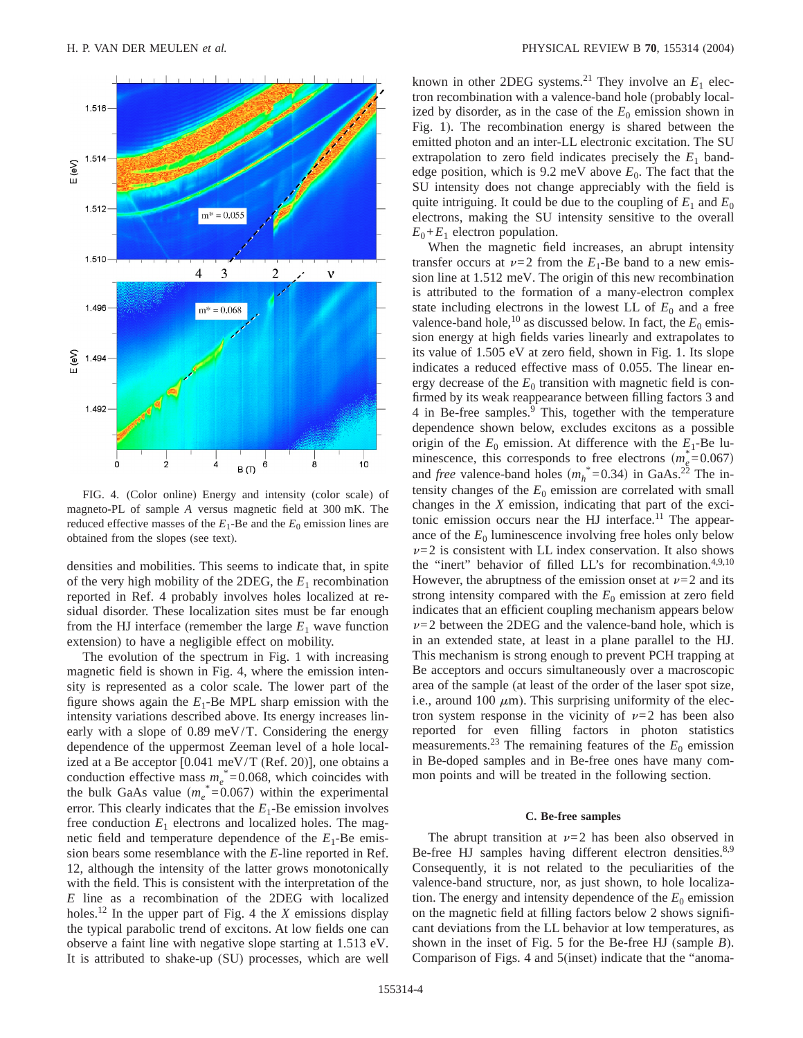FIG. 4. (Color online) Energy and intensity (color scale) of magneto-PL of sample *A* versus magnetic field at 300 mK. The reduced effective masses of the $E_1$-Be and the $E_0$ emission lines are obtained from the slopes (see text).

densities and mobilities. This seems to indicate that, in spite of the very high mobility of the 2DEG, the $E_1$ recombination reported in Ref. 4 probably involves holes localized at residual disorder. These localization sites must be far enough from the HJ interface (remember the large $E_1$ wave function extension) to have a negligible effect on mobility.

The evolution of the spectrum in Fig. 1 with increasing magnetic field is shown in Fig. 4, where the emission intensity is represented as a color scale. The lower part of the figure shows again the $E_1$-Be MPL sharp emission with the intensity variations described above. Its energy increases linearly with a slope of 0.89 meV/T. Considering the energy dependence of the uppermost Zeeman level of a hole localized at a Be acceptor [0.041 meV/T (Ref. 20)], one obtains a conduction effective mass $m_e^*=0.068$, which coincides with the bulk GaAs value ($m_e^*=0.067$) within the experimental error. This clearly indicates that the $E_1$-Be emission involves free conduction $E_1$ electrons and localized holes. The magnetic field and temperature dependence of the $E_1$-Be emission bears some resemblance with the *E*-line reported in Ref. 12, although the intensity of the latter grows monotonically with the field. This is consistent with the interpretation of the *E* line as a recombination of the 2DEG with localized holes.[12] In the upper part of Fig. 4 the *X* emissions display the typical parabolic trend of excitons. At low fields one can observe a faint line with negative slope starting at 1.513 eV. It is attributed to shake-up (SU) processes, which are well known in other 2DEG systems.[21] They involve an $E_1$ electron recombination with a valence-band hole (probably localized by disorder, as in the case of the $E_0$ emission shown in Fig. 1). The recombination energy is shared between the emitted photon and an inter-LL electronic excitation. The SU extrapolation to zero field indicates precisely the $E_1$ bandedge position, which is 9.2 meV above $E_0$. The fact that the SU intensity does not change appreciably with the field is quite intriguing. It could be due to the coupling of $E_1$ and $E_0$ electrons, making the SU intensity sensitive to the overall $E_0+E_1$ electron population.

When the magnetic field increases, an abrupt intensity transfer occurs at $\nu=2$ from the $E_1$-Be band to a new emission line at 1.512 meV. The origin of this new recombination is attributed to the formation of a many-electron complex state including electrons in the lowest LL of $E_0$ and a free valence-band hole,[10] as discussed below. In fact, the $E_0$ emission energy at high fields varies linearly and extrapolates to its value of 1.505 eV at zero field, shown in Fig. 1. Its slope indicates a reduced effective mass of 0.055. The linear energy decrease of the $E_0$ transition with magnetic field is confirmed by its weak reappearance between filling factors 3 and 4 in Be-free samples.[9] This, together with the temperature dependence shown below, excludes excitons as a possible origin of the $E_0$ emission. At difference with the $E_1$-Be luminescence, this corresponds to free electrons ($m_e^*=0.067$) and *free* valence-band holes ($m_h^*=0.34$) in GaAs.[22] The intensity changes of the $E_0$ emission are correlated with small changes in the *X* emission, indicating that part of the excitonic emission occurs near the HJ interface.[11] The appearance of the $E_0$ luminescence involving free holes only below $\nu=2$ is consistent with LL index conservation. It also shows the "inert" behavior of filled LL's for recombination.[4,9,10] However, the abruptness of the emission onset at $\nu=2$ and its strong intensity compared with the $E_0$ emission at zero field indicates that an efficient coupling mechanism appears below $\nu=2$ between the 2DEG and the valence-band hole, which is in an extended state, at least in a plane parallel to the HJ. This mechanism is strong enough to prevent PCH trapping at Be acceptors and occurs simultaneously over a macroscopic area of the sample (at least of the order of the laser spot size, i.e., around 100 $\mu$m). This surprising uniformity of the electron system response in the vicinity of $\nu=2$ has been also reported for even filling factors in photon statistics measurements.[23] The remaining features of the $E_0$ emission in Be-doped samples and in Be-free ones have many common points and will be treated in the following section.

### C. Be-free samples

The abrupt transition at $\nu=2$ has been also observed in Be-free HJ samples having different electron densities.[8,9] Consequently, it is not related to the peculiarities of the valence-band structure, nor, as just shown, to hole localization. The energy and intensity dependence of the $E_0$ emission on the magnetic field at filling factors below 2 shows significant deviations from the LL behavior at low temperatures, as shown in the inset of Fig. 5 for the Be-free HJ (sample *B*). Comparison of Figs. 4 and 5(inset) indicate that the "anoma-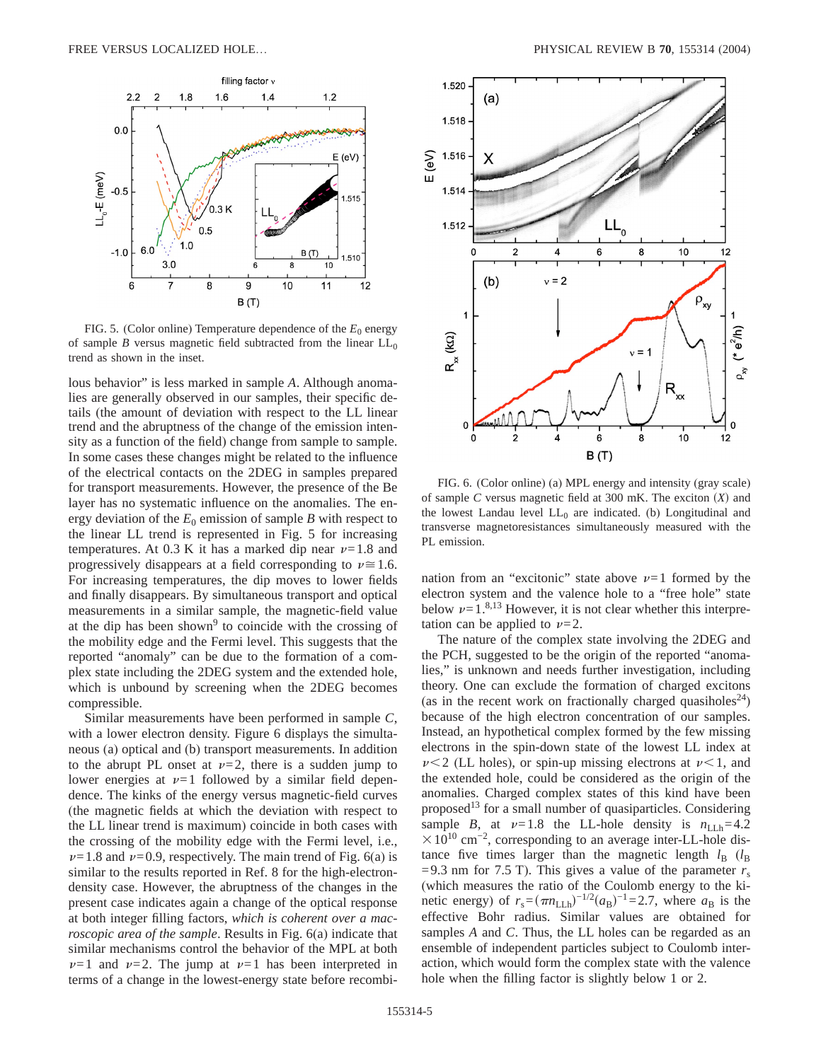FIG. 5. (Color online) Temperature dependence of the $E_0$ energy of sample $B$ versus magnetic field subtracted from the linear $LL_0$ trend as shown in the inset.

lous behavior" is less marked in sample $A$. Although anomalies are generally observed in our samples, their specific details (the amount of deviation with respect to the LL linear trend and the abruptness of the change of the emission intensity as a function of the field) change from sample to sample. In some cases these changes might be related to the influence of the electrical contacts on the 2DEG in samples prepared for transport measurements. However, the presence of the Be layer has no systematic influence on the anomalies. The energy deviation of the $E_0$ emission of sample $B$ with respect to the linear LL trend is represented in Fig. 5 for increasing temperatures. At 0.3 K it has a marked dip near $\nu=1.8$ and progressively disappears at a field corresponding to $\nu \cong 1.6$. For increasing temperatures, the dip moves to lower fields and finally disappears. By simultaneous transport and optical measurements in a similar sample, the magnetic-field value at the dip has been shown[9] to coincide with the crossing of the mobility edge and the Fermi level. This suggests that the reported "anomaly" can be due to the formation of a complex state including the 2DEG system and the extended hole, which is unbound by screening when the 2DEG becomes compressible.

Similar measurements have been performed in sample $C$, with a lower electron density. Figure 6 displays the simultaneous (a) optical and (b) transport measurements. In addition to the abrupt PL onset at $\nu=2$, there is a sudden jump to lower energies at $\nu=1$ followed by a similar field dependence. The kinks of the energy versus magnetic-field curves (the magnetic fields at which the deviation with respect to the LL linear trend is maximum) coincide in both cases with the crossing of the mobility edge with the Fermi level, i.e., $\nu=1.8$ and $\nu=0.9$, respectively. The main trend of Fig. 6(a) is similar to the results reported in Ref. 8 for the high-electron-density case. However, the abruptness of the changes in the present case indicates again a change of the optical response at both integer filling factors, *which is coherent over a macroscopic area of the sample*. Results in Fig. 6(a) indicate that similar mechanisms control the behavior of the MPL at both $\nu=1$ and $\nu=2$. The jump at $\nu=1$ has been interpreted in terms of a change in the lowest-energy state before recombination from an "excitonic" state above $\nu=1$ formed by the electron system and the valence hole to a "free hole" state below $\nu=1$.[8,13] However, it is not clear whether this interpretation can be applied to $\nu=2$.

FIG. 6. (Color online) (a) MPL energy and intensity (gray scale) of sample $C$ versus magnetic field at 300 mK. The exciton ($X$) and the lowest Landau level $LL_0$ are indicated. (b) Longitudinal and transverse magnetoresistances simultaneously measured with the PL emission.

The nature of the complex state involving the 2DEG and the PCH, suggested to be the origin of the reported "anomalies," is unknown and needs further investigation, including theory. One can exclude the formation of charged excitons (as in the recent work on fractionally charged quasiholes[24]) because of the high electron concentration of our samples. Instead, an hypothetical complex formed by the few missing electrons in the spin-down state of the lowest LL index at $\nu<2$ (LL holes), or spin-up missing electrons at $\nu<1$, and the extended hole, could be considered as the origin of the anomalies. Charged complex states of this kind have been proposed[13] for a small number of quasiparticles. Considering sample $B$, at $\nu=1.8$ the LL-hole density is $n_{\mathrm{LLh}}=4.2 \times 10^{10}$ cm$^{-2}$, corresponding to an average inter-LL-hole distance five times larger than the magnetic length $l_B$ ($l_B = 9.3$ nm for 7.5 T). This gives a value of the parameter $r_s$ (which measures the ratio of the Coulomb energy to the kinetic energy) of $r_s = (\pi n_{\mathrm{LLh}})^{-1/2}(a_B)^{-1} = 2.7$, where $a_B$ is the effective Bohr radius. Similar values are obtained for samples $A$ and $C$. Thus, the LL holes can be regarded as an ensemble of independent particles subject to Coulomb interaction, which would form the complex state with the valence hole when the filling factor is slightly below 1 or 2.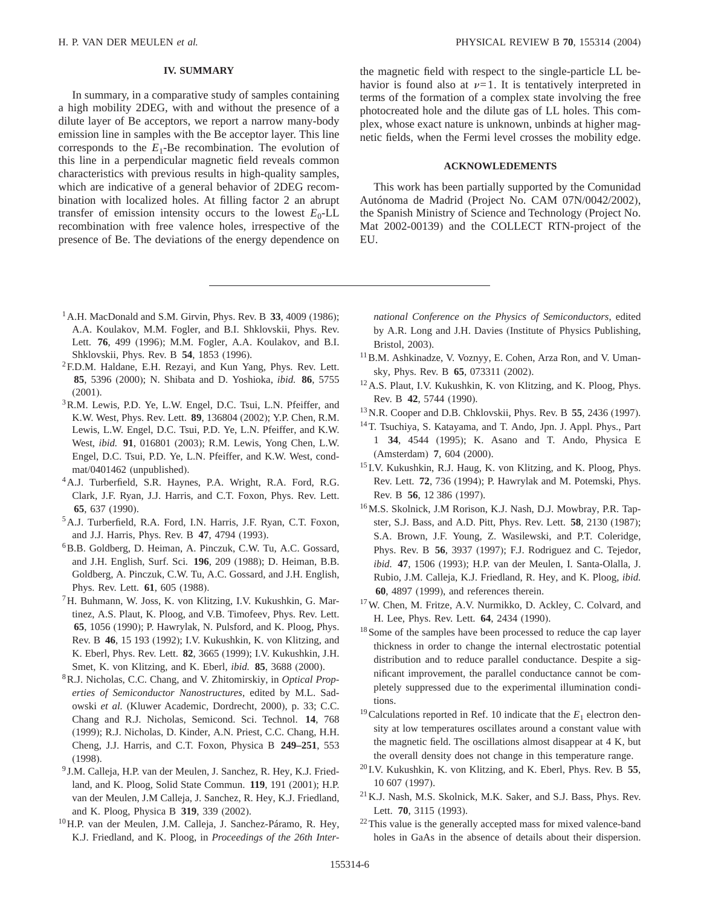## IV. SUMMARY

In summary, in a comparative study of samples containing a high mobility 2DEG, with and without the presence of a dilute layer of Be acceptors, we report a narrow many-body emission line in samples with the Be acceptor layer. This line corresponds to the $E_1$-Be recombination. The evolution of this line in a perpendicular magnetic field reveals common characteristics with previous results in high-quality samples, which are indicative of a general behavior of 2DEG recombination with localized holes. At filling factor 2 an abrupt transfer of emission intensity occurs to the lowest $E_0$-LL recombination with free valence holes, irrespective of the presence of Be. The deviations of the energy dependence on the magnetic field with respect to the single-particle LL behavior is found also at $\nu=1$. It is tentatively interpreted in terms of the formation of a complex state involving the free photocreated hole and the dilute gas of LL holes. This complex, whose exact nature is unknown, unbinds at higher magnetic fields, when the Fermi level crosses the mobility edge.

## ACKNOWLEDEMENTS

This work has been partially supported by the Comunidad Autónoma de Madrid (Project No. CAM 07N/0042/2002), the Spanish Ministry of Science and Technology (Project No. Mat 2002-00139) and the COLLECT RTN-project of the EU.

---

[1] A.H. MacDonald and S.M. Girvin, Phys. Rev. B **33**, 4009 (1986); A.A. Koulakov, M.M. Fogler, and B.I. Shklovskii, Phys. Rev. Lett. **76**, 499 (1996); M.M. Fogler, A.A. Koulakov, and B.I. Shklovskii, Phys. Rev. B **54**, 1853 (1996).

[2] F.D.M. Haldane, E.H. Rezayi, and Kun Yang, Phys. Rev. Lett. **85**, 5396 (2000); N. Shibata and D. Yoshioka, *ibid.* **86**, 5755 (2001).

[3] R.M. Lewis, P.D. Ye, L.W. Engel, D.C. Tsui, L.N. Pfeiffer, and K.W. West, Phys. Rev. Lett. **89**, 136804 (2002); Y.P. Chen, R.M. Lewis, L.W. Engel, D.C. Tsui, P.D. Ye, L.N. Pfeiffer, and K.W. West, *ibid.* **91**, 016801 (2003); R.M. Lewis, Yong Chen, L.W. Engel, D.C. Tsui, P.D. Ye, L.N. Pfeiffer, and K.W. West, cond-mat/0401462 (unpublished).

[4] A.J. Turberfield, S.R. Haynes, P.A. Wright, R.A. Ford, R.G. Clark, J.F. Ryan, J.J. Harris, and C.T. Foxon, Phys. Rev. Lett. **65**, 637 (1990).

[5] A.J. Turberfield, R.A. Ford, I.N. Harris, J.F. Ryan, C.T. Foxon, and J.J. Harris, Phys. Rev. B **47**, 4794 (1993).

[6] B.B. Goldberg, D. Heiman, A. Pinczuk, C.W. Tu, A.C. Gossard, and J.H. English, Surf. Sci. **196**, 209 (1988); D. Heiman, B.B. Goldberg, A. Pinczuk, C.W. Tu, A.C. Gossard, and J.H. English, Phys. Rev. Lett. **61**, 605 (1988).

[7] H. Buhmann, W. Joss, K. von Klitzing, I.V. Kukushkin, G. Martinez, A.S. Plaut, K. Ploog, and V.B. Timofeev, Phys. Rev. Lett. **65**, 1056 (1990); P. Hawrylak, N. Pulsford, and K. Ploog, Phys. Rev. B **46**, 15 193 (1992); I.V. Kukushkin, K. von Klitzing, and K. Eberl, Phys. Rev. Lett. **82**, 3665 (1999); I.V. Kukushkin, J.H. Smet, K. von Klitzing, and K. Eberl, *ibid.* **85**, 3688 (2000).

[8] R.J. Nicholas, C.C. Chang, and V. Zhitomirskiy, in *Optical Properties of Semiconductor Nanostructures*, edited by M.L. Sadowski *et al.* (Kluwer Academic, Dordrecht, 2000), p. 33; C.C. Chang and R.J. Nicholas, Semicond. Sci. Technol. **14**, 768 (1999); R.J. Nicholas, D. Kinder, A.N. Priest, C.C. Chang, H.H. Cheng, J.J. Harris, and C.T. Foxon, Physica B **249–251**, 553 (1998).

[9] J.M. Calleja, H.P. van der Meulen, J. Sanchez, R. Hey, K.J. Friedland, and K. Ploog, Solid State Commun. **119**, 191 (2001); H.P. van der Meulen, J.M Calleja, J. Sanchez, R. Hey, K.J. Friedland, and K. Ploog, Physica B **319**, 339 (2002).

[10] H.P. van der Meulen, J.M. Calleja, J. Sanchez-Páramo, R. Hey, K.J. Friedland, and K. Ploog, in *Proceedings of the 26th International Conference on the Physics of Semiconductors*, edited by A.R. Long and J.H. Davies (Institute of Physics Publishing, Bristol, 2003).

[11] B.M. Ashkinadze, V. Voznyy, E. Cohen, Arza Ron, and V. Umansky, Phys. Rev. B **65**, 073311 (2002).

[12] A.S. Plaut, I.V. Kukushkin, K. von Klitzing, and K. Ploog, Phys. Rev. B **42**, 5744 (1990).

[13] N.R. Cooper and D.B. Chklovskii, Phys. Rev. B **55**, 2436 (1997).

[14] T. Tsuchiya, S. Katayama, and T. Ando, Jpn. J. Appl. Phys., Part 1 **34**, 4544 (1995); K. Asano and T. Ando, Physica E (Amsterdam) **7**, 604 (2000).

[15] I.V. Kukushkin, R.J. Haug, K. von Klitzing, and K. Ploog, Phys. Rev. Lett. **72**, 736 (1994); P. Hawrylak and M. Potemski, Phys. Rev. B **56**, 12 386 (1997).

[16] M.S. Skolnick, J.M Rorison, K.J. Nash, D.J. Mowbray, P.R. Tapster, S.J. Bass, and A.D. Pitt, Phys. Rev. Lett. **58**, 2130 (1987); S.A. Brown, J.F. Young, Z. Wasilewski, and P.T. Coleridge, Phys. Rev. B **56**, 3937 (1997); F.J. Rodriguez and C. Tejedor, *ibid.* **47**, 1506 (1993); H.P. van der Meulen, I. Santa-Olalla, J. Rubio, J.M. Calleja, K.J. Friedland, R. Hey, and K. Ploog, *ibid.* **60**, 4897 (1999), and references therein.

[17] W. Chen, M. Fritze, A.V. Nurmikko, D. Ackley, C. Colvard, and H. Lee, Phys. Rev. Lett. **64**, 2434 (1990).

[18] Some of the samples have been processed to reduce the cap layer thickness in order to change the internal electrostatic potential distribution and to reduce parallel conductance. Despite a significant improvement, the parallel conductance cannot be completely suppressed due to the experimental illumination conditions.

[19] Calculations reported in Ref. 10 indicate that the $E_1$ electron density at low temperatures oscillates around a constant value with the magnetic field. The oscillations almost disappear at 4 K, but the overall density does not change in this temperature range.

[20] I.V. Kukushkin, K. von Klitzing, and K. Eberl, Phys. Rev. B **55**, 10 607 (1997).

[21] K.J. Nash, M.S. Skolnick, M.K. Saker, and S.J. Bass, Phys. Rev. Lett. **70**, 3115 (1993).

[22] This value is the generally accepted mass for mixed valence-band holes in GaAs in the absence of details about their dispersion.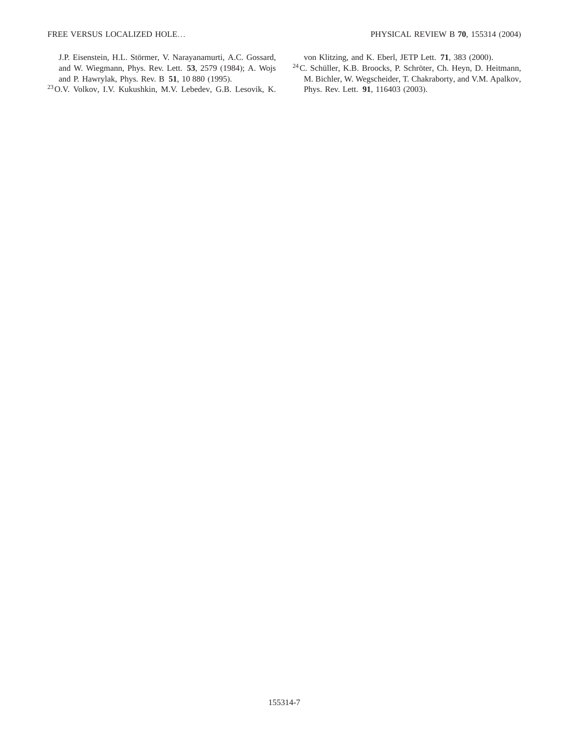J.P. Eisenstein, H.L. Störmer, V. Narayanamurti, A.C. Gossard, and W. Wiegmann, Phys. Rev. Lett. **53**, 2579 (1984); A. Wojs and P. Hawrylak, Phys. Rev. B **51**, 10 880 (1995).

[23] O.V. Volkov, I.V. Kukushkin, M.V. Lebedev, G.B. Lesovik, K. von Klitzing, and K. Eberl, JETP Lett. **71**, 383 (2000).

[24] C. Schüller, K.B. Broocks, P. Schröter, Ch. Heyn, D. Heitmann, M. Bichler, W. Wegscheider, T. Chakraborty, and V.M. Apalkov, Phys. Rev. Lett. **91**, 116403 (2003).